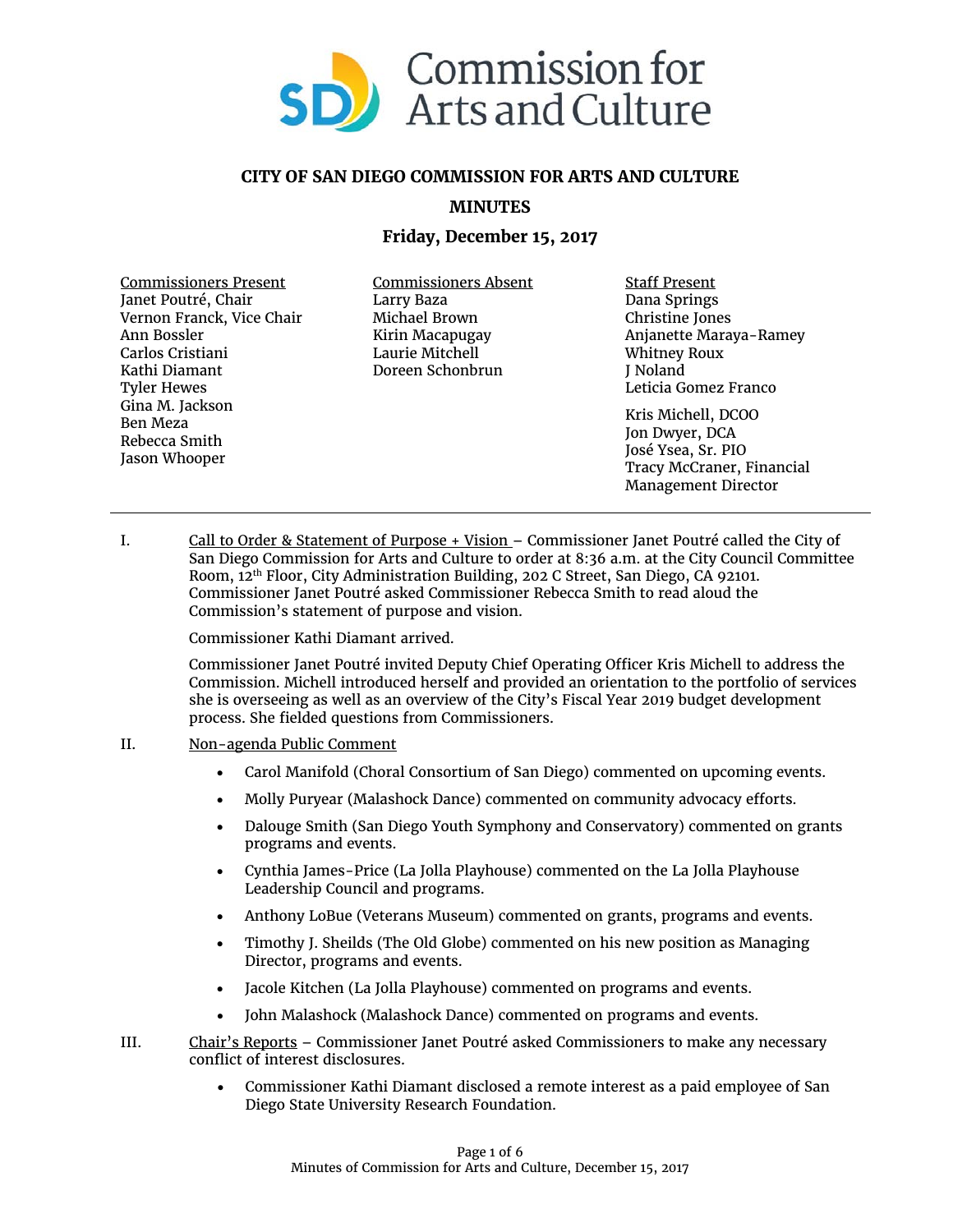Commission for Arts and Culture

**CITY OF SAN DIEGO COMMISSION FOR ARTS AND CULTURE**

**MINUTES**

**Friday, December 15, 2017**

Commissioners Present
Janet Poutré, Chair
Vernon Franck, Vice Chair
Ann Bossler
Carlos Cristiani
Kathi Diamant
Tyler Hewes
Gina M. Jackson
Ben Meza
Rebecca Smith
Jason Whooper

Commissioners Absent
Larry Baza
Michael Brown
Kirin Macapugay
Laurie Mitchell
Doreen Schonbrun

Staff Present
Dana Springs
Christine Jones
Anjanette Maraya-Ramey
Whitney Roux
J Noland
Leticia Gomez Franco

Kris Michell, DCOO
Jon Dwyer, DCA
José Ysea, Sr. PIO
Tracy McCraner, Financial Management Director

---

I. Call to Order & Statement of Purpose + Vision – Commissioner Janet Poutré called the City of San Diego Commission for Arts and Culture to order at 8:36 a.m. at the City Council Committee Room, 12th Floor, City Administration Building, 202 C Street, San Diego, CA 92101. Commissioner Janet Poutré asked Commissioner Rebecca Smith to read aloud the Commission's statement of purpose and vision.

Commissioner Kathi Diamant arrived.

Commissioner Janet Poutré invited Deputy Chief Operating Officer Kris Michell to address the Commission. Michell introduced herself and provided an orientation to the portfolio of services she is overseeing as well as an overview of the City's Fiscal Year 2019 budget development process. She fielded questions from Commissioners.

II. Non-agenda Public Comment

- Carol Manifold (Choral Consortium of San Diego) commented on upcoming events.
- Molly Puryear (Malashock Dance) commented on community advocacy efforts.
- Dalouge Smith (San Diego Youth Symphony and Conservatory) commented on grants programs and events.
- Cynthia James-Price (La Jolla Playhouse) commented on the La Jolla Playhouse Leadership Council and programs.
- Anthony LoBue (Veterans Museum) commented on grants, programs and events.
- Timothy J. Sheilds (The Old Globe) commented on his new position as Managing Director, programs and events.
- Jacole Kitchen (La Jolla Playhouse) commented on programs and events.
- John Malashock (Malashock Dance) commented on programs and events.

III. Chair's Reports – Commissioner Janet Poutré asked Commissioners to make any necessary conflict of interest disclosures.

- Commissioner Kathi Diamant disclosed a remote interest as a paid employee of San Diego State University Research Foundation.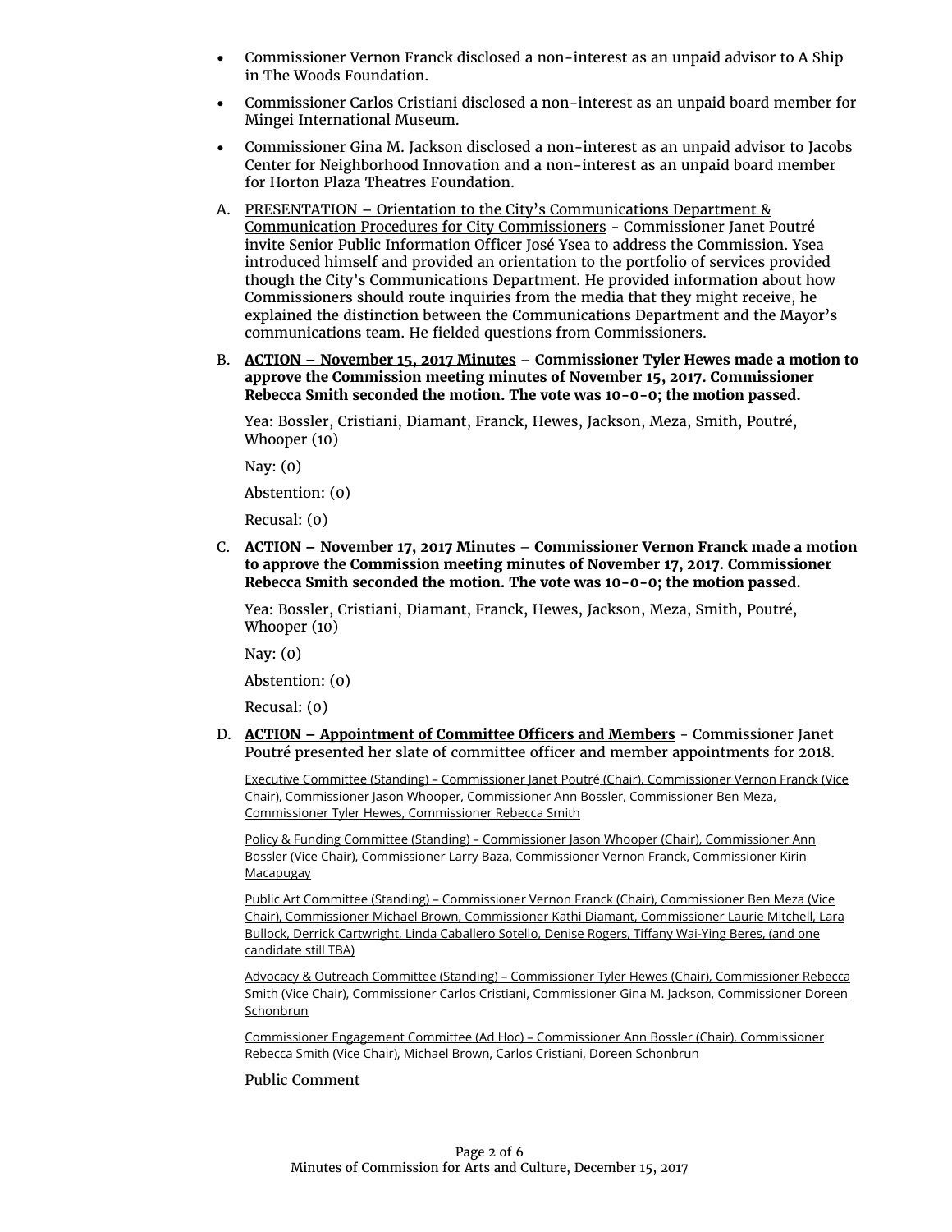- Commissioner Vernon Franck disclosed a non-interest as an unpaid advisor to A Ship in The Woods Foundation.
- Commissioner Carlos Cristiani disclosed a non-interest as an unpaid board member for Mingei International Museum.
- Commissioner Gina M. Jackson disclosed a non-interest as an unpaid advisor to Jacobs Center for Neighborhood Innovation and a non-interest as an unpaid board member for Horton Plaza Theatres Foundation.

A. PRESENTATION – Orientation to the City's Communications Department & Communication Procedures for City Commissioners - Commissioner Janet Poutré invite Senior Public Information Officer José Ysea to address the Commission. Ysea introduced himself and provided an orientation to the portfolio of services provided though the City's Communications Department. He provided information about how Commissioners should route inquiries from the media that they might receive, he explained the distinction between the Communications Department and the Mayor's communications team. He fielded questions from Commissioners.

B. **ACTION – November 15, 2017 Minutes – Commissioner Tyler Hewes made a motion to approve the Commission meeting minutes of November 15, 2017. Commissioner Rebecca Smith seconded the motion. The vote was 10-0-0; the motion passed.**

   Yea: Bossler, Cristiani, Diamant, Franck, Hewes, Jackson, Meza, Smith, Poutré, Whooper (10)

   Nay: (0)

   Abstention: (0)

   Recusal: (0)

C. **ACTION – November 17, 2017 Minutes – Commissioner Vernon Franck made a motion to approve the Commission meeting minutes of November 17, 2017. Commissioner Rebecca Smith seconded the motion. The vote was 10-0-0; the motion passed.**

   Yea: Bossler, Cristiani, Diamant, Franck, Hewes, Jackson, Meza, Smith, Poutré, Whooper (10)

   Nay: (0)

   Abstention: (0)

   Recusal: (0)

D. **ACTION – Appointment of Committee Officers and Members** - Commissioner Janet Poutré presented her slate of committee officer and member appointments for 2018.

   Executive Committee (Standing) – Commissioner Janet Poutré (Chair), Commissioner Vernon Franck (Vice Chair), Commissioner Jason Whooper, Commissioner Ann Bossler, Commissioner Ben Meza, Commissioner Tyler Hewes, Commissioner Rebecca Smith

   Policy & Funding Committee (Standing) – Commissioner Jason Whooper (Chair), Commissioner Ann Bossler (Vice Chair), Commissioner Larry Baza, Commissioner Vernon Franck, Commissioner Kirin Macapugay

   Public Art Committee (Standing) – Commissioner Vernon Franck (Chair), Commissioner Ben Meza (Vice Chair), Commissioner Michael Brown, Commissioner Kathi Diamant, Commissioner Laurie Mitchell, Lara Bullock, Derrick Cartwright, Linda Caballero Sotello, Denise Rogers, Tiffany Wai-Ying Beres, (and one candidate still TBA)

   Advocacy & Outreach Committee (Standing) – Commissioner Tyler Hewes (Chair), Commissioner Rebecca Smith (Vice Chair), Commissioner Carlos Cristiani, Commissioner Gina M. Jackson, Commissioner Doreen Schonbrun

   Commissioner Engagement Committee (Ad Hoc) – Commissioner Ann Bossler (Chair), Commissioner Rebecca Smith (Vice Chair), Michael Brown, Carlos Cristiani, Doreen Schonbrun

   Public Comment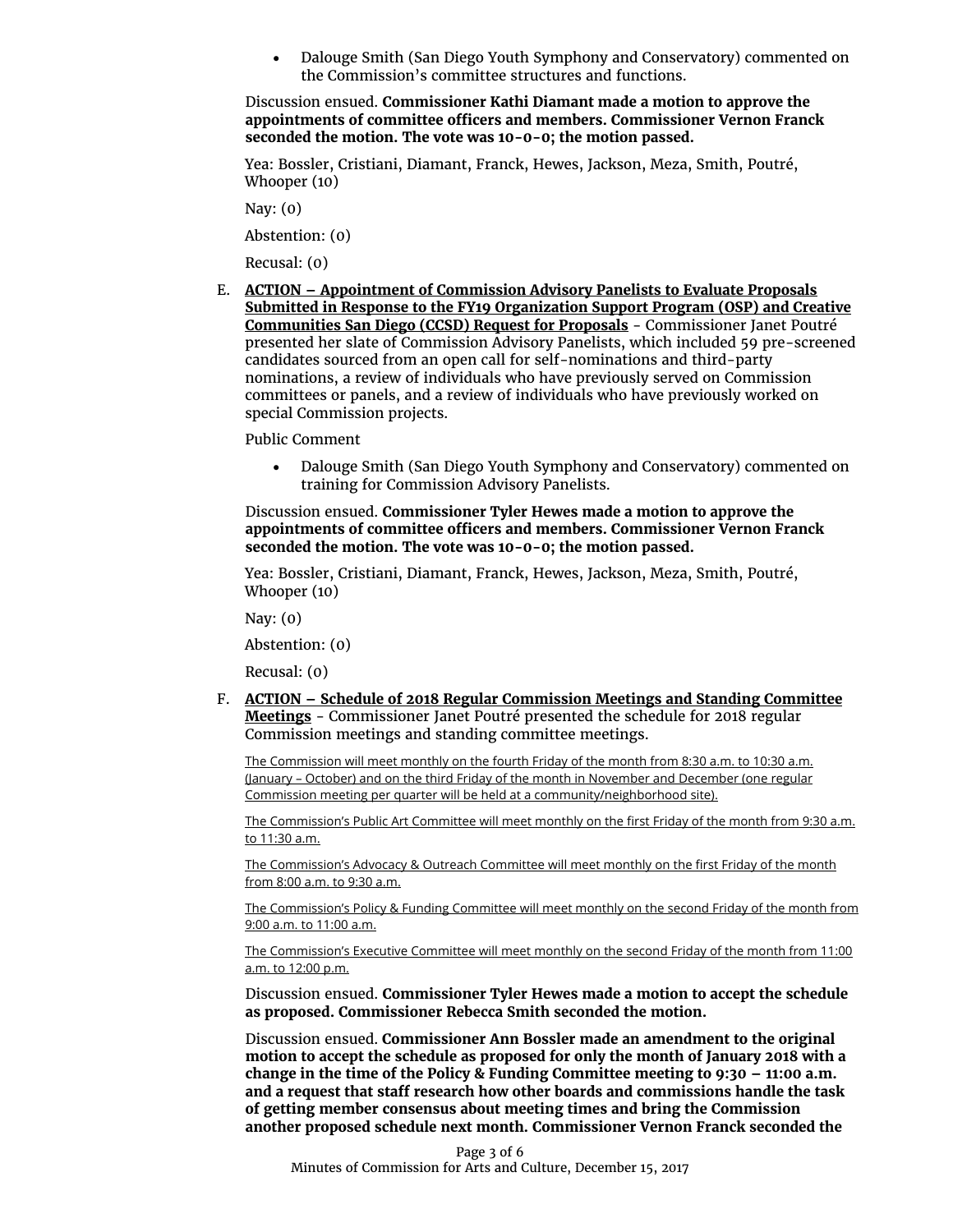- Dalouge Smith (San Diego Youth Symphony and Conservatory) commented on the Commission's committee structures and functions.

Discussion ensued. **Commissioner Kathi Diamant made a motion to approve the appointments of committee officers and members. Commissioner Vernon Franck seconded the motion. The vote was 10-0-0; the motion passed.**

Yea: Bossler, Cristiani, Diamant, Franck, Hewes, Jackson, Meza, Smith, Poutré, Whooper (10)

Nay: (0)

Abstention: (0)

Recusal: (0)

E. **ACTION – Appointment of Commission Advisory Panelists to Evaluate Proposals Submitted in Response to the FY19 Organization Support Program (OSP) and Creative Communities San Diego (CCSD) Request for Proposals** - Commissioner Janet Poutré presented her slate of Commission Advisory Panelists, which included 59 pre-screened candidates sourced from an open call for self-nominations and third-party nominations, a review of individuals who have previously served on Commission committees or panels, and a review of individuals who have previously worked on special Commission projects.

Public Comment

- Dalouge Smith (San Diego Youth Symphony and Conservatory) commented on training for Commission Advisory Panelists.

Discussion ensued. **Commissioner Tyler Hewes made a motion to approve the appointments of committee officers and members. Commissioner Vernon Franck seconded the motion. The vote was 10-0-0; the motion passed.**

Yea: Bossler, Cristiani, Diamant, Franck, Hewes, Jackson, Meza, Smith, Poutré, Whooper (10)

Nay: (0)

Abstention: (0)

Recusal: (0)

F. **ACTION – Schedule of 2018 Regular Commission Meetings and Standing Committee Meetings** - Commissioner Janet Poutré presented the schedule for 2018 regular Commission meetings and standing committee meetings.

The Commission will meet monthly on the fourth Friday of the month from 8:30 a.m. to 10:30 a.m. (January – October) and on the third Friday of the month in November and December (one regular Commission meeting per quarter will be held at a community/neighborhood site).

The Commission's Public Art Committee will meet monthly on the first Friday of the month from 9:30 a.m. to 11:30 a.m.

The Commission's Advocacy & Outreach Committee will meet monthly on the first Friday of the month from 8:00 a.m. to 9:30 a.m.

The Commission's Policy & Funding Committee will meet monthly on the second Friday of the month from 9:00 a.m. to 11:00 a.m.

The Commission's Executive Committee will meet monthly on the second Friday of the month from 11:00 a.m. to 12:00 p.m.

Discussion ensued. **Commissioner Tyler Hewes made a motion to accept the schedule as proposed. Commissioner Rebecca Smith seconded the motion.**

Discussion ensued. **Commissioner Ann Bossler made an amendment to the original motion to accept the schedule as proposed for only the month of January 2018 with a change in the time of the Policy & Funding Committee meeting to 9:30 – 11:00 a.m. and a request that staff research how other boards and commissions handle the task of getting member consensus about meeting times and bring the Commission another proposed schedule next month. Commissioner Vernon Franck seconded the**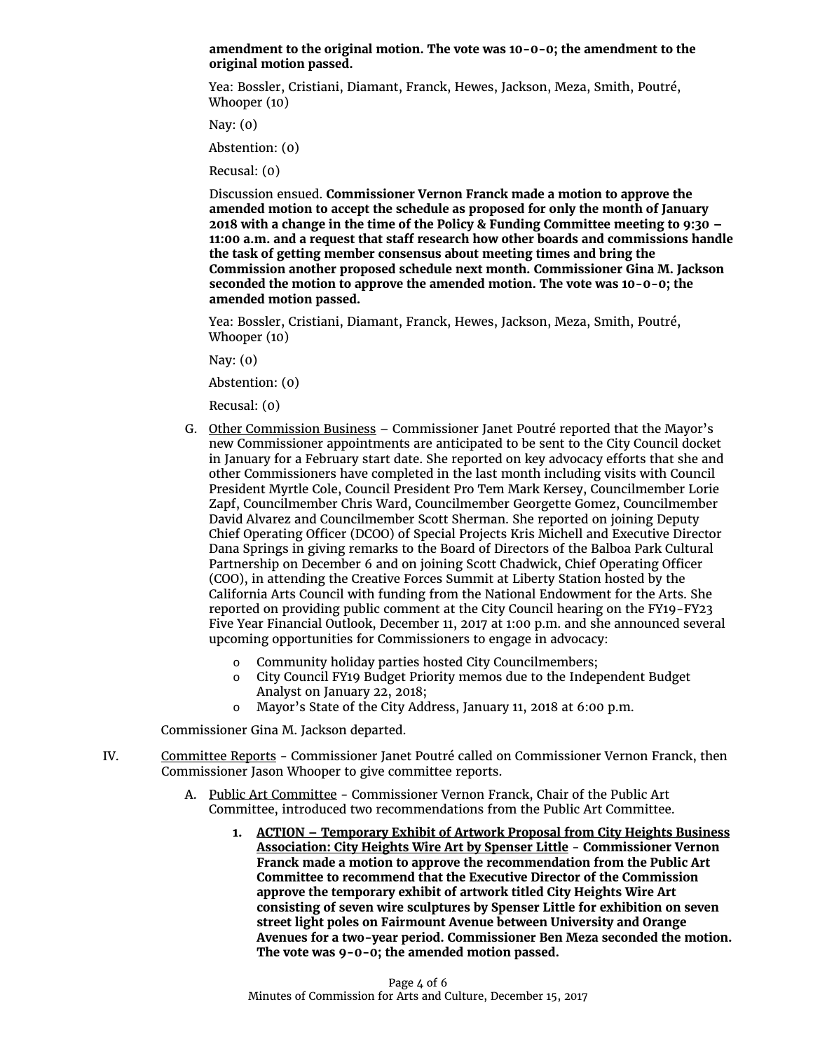**amendment to the original motion. The vote was 10-0-0; the amendment to the original motion passed.**

Yea: Bossler, Cristiani, Diamant, Franck, Hewes, Jackson, Meza, Smith, Poutré, Whooper (10)

Nay: (0)

Abstention: (0)

Recusal: (0)

Discussion ensued. **Commissioner Vernon Franck made a motion to approve the amended motion to accept the schedule as proposed for only the month of January 2018 with a change in the time of the Policy & Funding Committee meeting to 9:30 – 11:00 a.m. and a request that staff research how other boards and commissions handle the task of getting member consensus about meeting times and bring the Commission another proposed schedule next month. Commissioner Gina M. Jackson seconded the motion to approve the amended motion. The vote was 10-0-0; the amended motion passed.**

Yea: Bossler, Cristiani, Diamant, Franck, Hewes, Jackson, Meza, Smith, Poutré, Whooper (10)

Nay: (0)

Abstention: (0)

Recusal: (0)

G. Other Commission Business – Commissioner Janet Poutré reported that the Mayor's new Commissioner appointments are anticipated to be sent to the City Council docket in January for a February start date. She reported on key advocacy efforts that she and other Commissioners have completed in the last month including visits with Council President Myrtle Cole, Council President Pro Tem Mark Kersey, Councilmember Lorie Zapf, Councilmember Chris Ward, Councilmember Georgette Gomez, Councilmember David Alvarez and Councilmember Scott Sherman. She reported on joining Deputy Chief Operating Officer (DCOO) of Special Projects Kris Michell and Executive Director Dana Springs in giving remarks to the Board of Directors of the Balboa Park Cultural Partnership on December 6 and on joining Scott Chadwick, Chief Operating Officer (COO), in attending the Creative Forces Summit at Liberty Station hosted by the California Arts Council with funding from the National Endowment for the Arts. She reported on providing public comment at the City Council hearing on the FY19-FY23 Five Year Financial Outlook, December 11, 2017 at 1:00 p.m. and she announced several upcoming opportunities for Commissioners to engage in advocacy:

- Community holiday parties hosted City Councilmembers;
- City Council FY19 Budget Priority memos due to the Independent Budget Analyst on January 22, 2018;
- Mayor's State of the City Address, January 11, 2018 at 6:00 p.m.

Commissioner Gina M. Jackson departed.

IV. Committee Reports - Commissioner Janet Poutré called on Commissioner Vernon Franck, then Commissioner Jason Whooper to give committee reports.

A. Public Art Committee - Commissioner Vernon Franck, Chair of the Public Art Committee, introduced two recommendations from the Public Art Committee.

1. **ACTION – Temporary Exhibit of Artwork Proposal from City Heights Business Association: City Heights Wire Art by Spenser Little** - **Commissioner Vernon Franck made a motion to approve the recommendation from the Public Art Committee to recommend that the Executive Director of the Commission approve the temporary exhibit of artwork titled City Heights Wire Art consisting of seven wire sculptures by Spenser Little for exhibition on seven street light poles on Fairmount Avenue between University and Orange Avenues for a two-year period. Commissioner Ben Meza seconded the motion. The vote was 9-0-0; the amended motion passed.**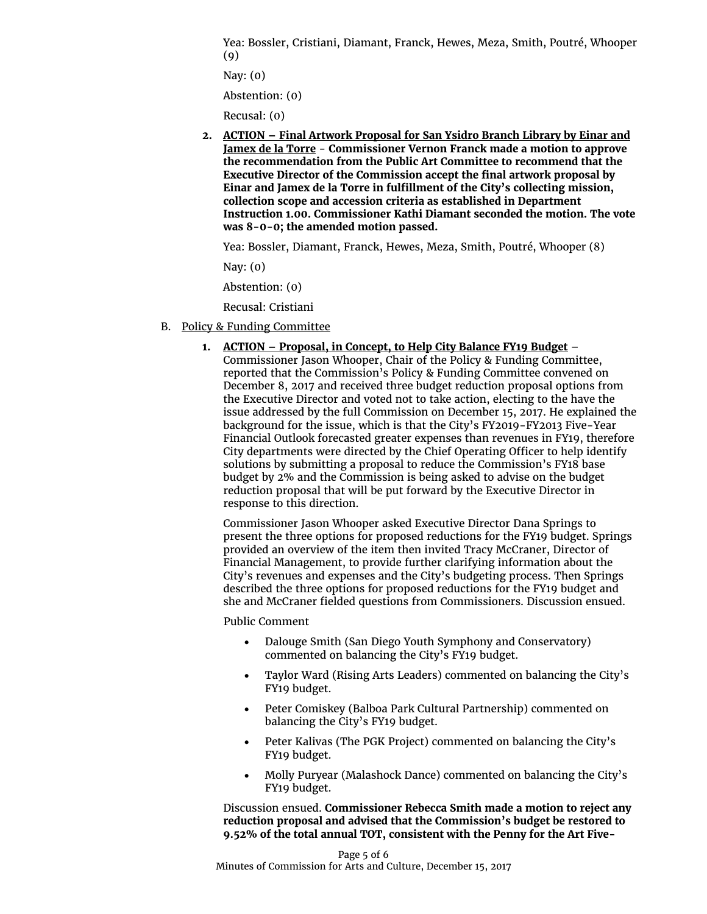Yea: Bossler, Cristiani, Diamant, Franck, Hewes, Meza, Smith, Poutré, Whooper (9)

Nay: (0)

Abstention: (0)

Recusal: (0)

2. **ACTION – Final Artwork Proposal for San Ysidro Branch Library by Einar and Jamex de la Torre** - **Commissioner Vernon Franck made a motion to approve the recommendation from the Public Art Committee to recommend that the Executive Director of the Commission accept the final artwork proposal by Einar and Jamex de la Torre in fulfillment of the City's collecting mission, collection scope and accession criteria as established in Department Instruction 1.00. Commissioner Kathi Diamant seconded the motion. The vote was 8-0-0; the amended motion passed.**

   Yea: Bossler, Diamant, Franck, Hewes, Meza, Smith, Poutré, Whooper (8)

   Nay: (0)

   Abstention: (0)

   Recusal: Cristiani

B. Policy & Funding Committee

1. **ACTION – Proposal, in Concept, to Help City Balance FY19 Budget** – Commissioner Jason Whooper, Chair of the Policy & Funding Committee, reported that the Commission's Policy & Funding Committee convened on December 8, 2017 and received three budget reduction proposal options from the Executive Director and voted not to take action, electing to the have the issue addressed by the full Commission on December 15, 2017. He explained the background for the issue, which is that the City's FY2019-FY2013 Five-Year Financial Outlook forecasted greater expenses than revenues in FY19, therefore City departments were directed by the Chief Operating Officer to help identify solutions by submitting a proposal to reduce the Commission's FY18 base budget by 2% and the Commission is being asked to advise on the budget reduction proposal that will be put forward by the Executive Director in response to this direction.

   Commissioner Jason Whooper asked Executive Director Dana Springs to present the three options for proposed reductions for the FY19 budget. Springs provided an overview of the item then invited Tracy McCraner, Director of Financial Management, to provide further clarifying information about the City's revenues and expenses and the City's budgeting process. Then Springs described the three options for proposed reductions for the FY19 budget and she and McCraner fielded questions from Commissioners. Discussion ensued.

   Public Comment

   - Dalouge Smith (San Diego Youth Symphony and Conservatory) commented on balancing the City's FY19 budget.
   - Taylor Ward (Rising Arts Leaders) commented on balancing the City's FY19 budget.
   - Peter Comiskey (Balboa Park Cultural Partnership) commented on balancing the City's FY19 budget.
   - Peter Kalivas (The PGK Project) commented on balancing the City's FY19 budget.
   - Molly Puryear (Malashock Dance) commented on balancing the City's FY19 budget.

   Discussion ensued. **Commissioner Rebecca Smith made a motion to reject any reduction proposal and advised that the Commission's budget be restored to 9.52% of the total annual TOT, consistent with the Penny for the Art Five-**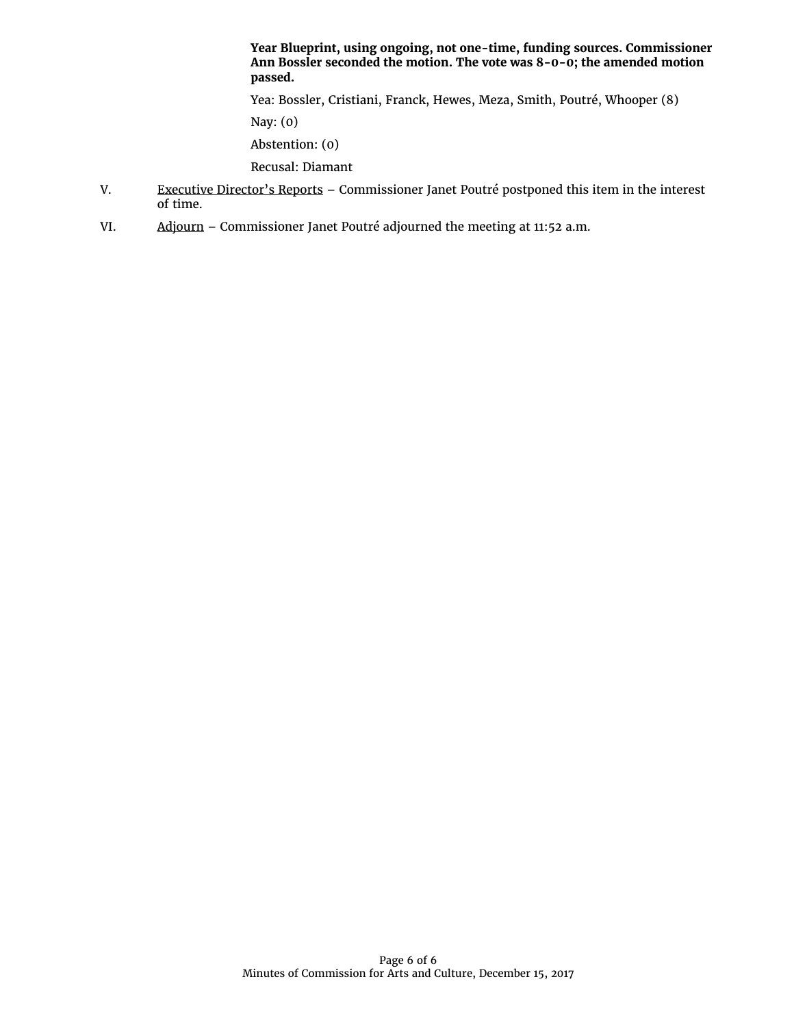**Year Blueprint, using ongoing, not one-time, funding sources. Commissioner Ann Bossler seconded the motion. The vote was 8-0-0; the amended motion passed.**

Yea: Bossler, Cristiani, Franck, Hewes, Meza, Smith, Poutré, Whooper (8)

Nay: (0)

Abstention: (0)

Recusal: Diamant

V. Executive Director's Reports – Commissioner Janet Poutré postponed this item in the interest of time.

VI. Adjourn – Commissioner Janet Poutré adjourned the meeting at 11:52 a.m.